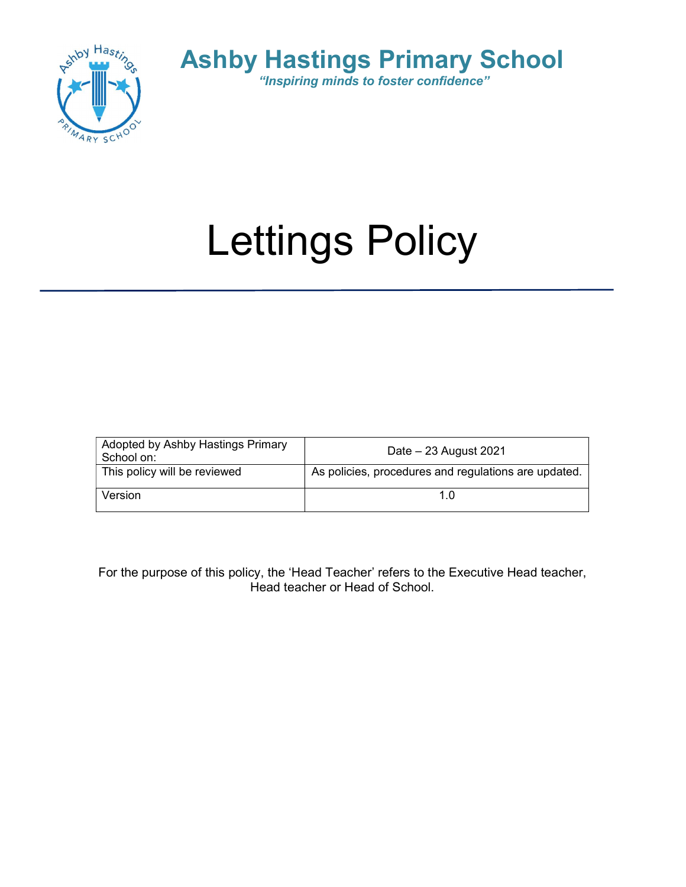# Ashby Hastings Primary School

*"Inspiring minds to foster confidence"*

# Lettings Policy

| Adopted by Ashby Hastings Primary School on: | Date – 23 August 2021 |
|---|---|
| This policy will be reviewed | As policies, procedures and regulations are updated. |
| Version | 1.0 |

For the purpose of this policy, the 'Head Teacher' refers to the Executive Head teacher, Head teacher or Head of School.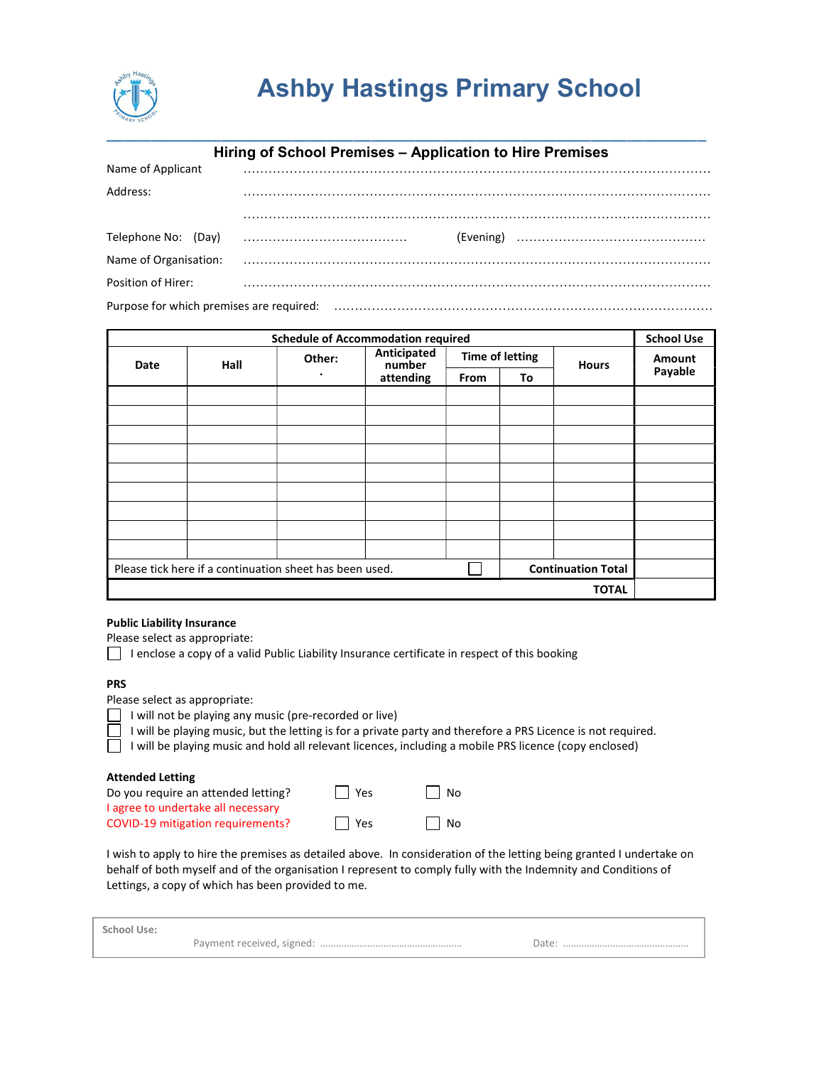# Ashby Hastings Primary School

## Hiring of School Premises – Application to Hire Premises

Name of Applicant ..............................................................................................................

Address: ..............................................................................................................

..............................................................................................................

Telephone No: (Day) ...................................... (Evening) ............................................

Name of Organisation: ..............................................................................................................

Position of Hirer: ..............................................................................................................

Purpose for which premises are required: ..............................................................................................

| Schedule of Accommodation required | | | | | | | School Use |
|---|---|---|---|---|---|---|---|
| Date | Hall | Other: . | Anticipated number attending | Time of letting | | Hours | Amount Payable |
| | | | | From | To | | |
| | | | | | | | |
| | | | | | | | |
| | | | | | | | |
| | | | | | | | |
| | | | | | | | |
| | | | | | | | |
| | | | | | | | |
| | | | | | | | |
| | | | | | | | |
| Please tick here if a continuation sheet has been used. | | | | ☐ | Continuation Total | | |
| | | | | | | TOTAL | |

**Public Liability Insurance**

Please select as appropriate:

☐ I enclose a copy of a valid Public Liability Insurance certificate in respect of this booking

**PRS**

Please select as appropriate:

☐ I will not be playing any music (pre-recorded or live)

☐ I will be playing music, but the letting is for a private party and therefore a PRS Licence is not required.

☐ I will be playing music and hold all relevant licences, including a mobile PRS licence (copy enclosed)

**Attended Letting**

Do you require an attended letting? ☐ Yes ☐ No

I agree to undertake all necessary COVID-19 mitigation requirements? ☐ Yes ☐ No

I wish to apply to hire the premises as detailed above. In consideration of the letting being granted I undertake on behalf of both myself and of the organisation I represent to comply fully with the Indemnity and Conditions of Lettings, a copy of which has been provided to me.

School Use:

Payment received, signed: ...................................................... Date: ................................................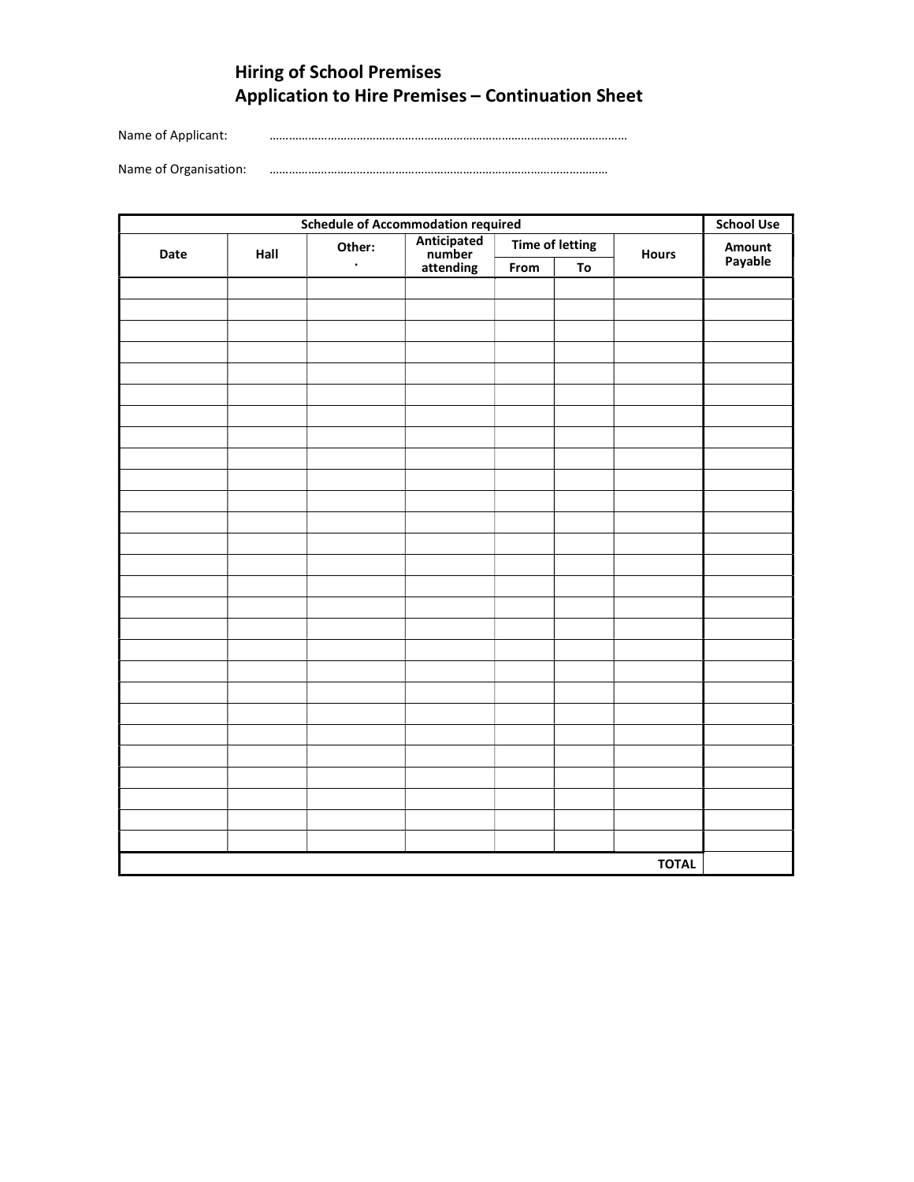# Hiring of School Premises
## Application to Hire Premises – Continuation Sheet

Name of Applicant: ……………………………………………………………………………………………

Name of Organisation: ……………………………………………………………………………………

| Schedule of Accommodation required | | | | | | | School Use |
|---|---|---|---|---|---|---|---|
| Date | Hall | Other: . | Anticipated number attending | Time of letting | | Hours | Amount Payable |
| | | | | From | To | | |
| | | | | | | | |
| | | | | | | | |
| | | | | | | | |
| | | | | | | | |
| | | | | | | | |
| | | | | | | | |
| | | | | | | | |
| | | | | | | | |
| | | | | | | | |
| | | | | | | | |
| | | | | | | | |
| | | | | | | | |
| | | | | | | | |
| | | | | | | | |
| | | | | | | | |
| | | | | | | | |
| | | | | | | | |
| | | | | | | | |
| | | | | | | | |
| | | | | | | | |
| | | | | | | | |
| | | | | | | | |
| | | | | | | | |
| | | | | | | | |
| | | | | | | | |
| | | | | | | | |
| | | | | | | | |
| | | | | | | TOTAL | |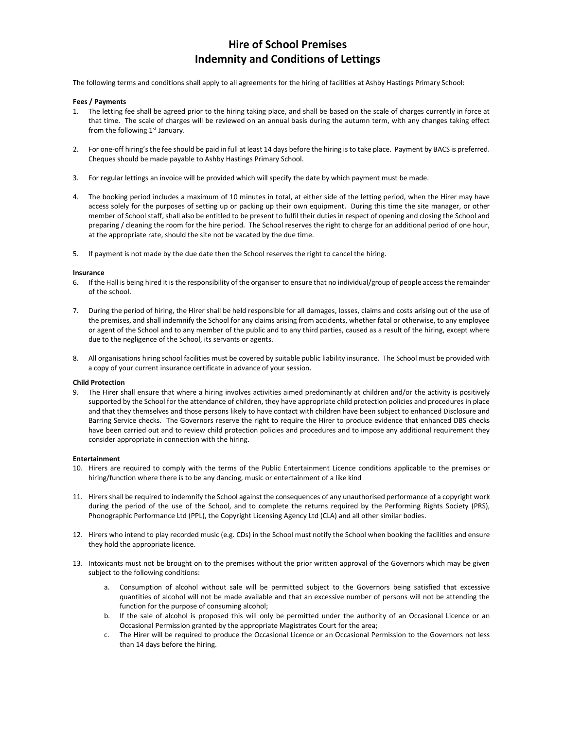# Hire of School Premises
# Indemnity and Conditions of Lettings

The following terms and conditions shall apply to all agreements for the hiring of facilities at Ashby Hastings Primary School:

**Fees / Payments**

1. The letting fee shall be agreed prior to the hiring taking place, and shall be based on the scale of charges currently in force at that time. The scale of charges will be reviewed on an annual basis during the autumn term, with any changes taking effect from the following 1st January.

2. For one-off hiring's the fee should be paid in full at least 14 days before the hiring is to take place. Payment by BACS is preferred. Cheques should be made payable to Ashby Hastings Primary School.

3. For regular lettings an invoice will be provided which will specify the date by which payment must be made.

4. The booking period includes a maximum of 10 minutes in total, at either side of the letting period, when the Hirer may have access solely for the purposes of setting up or packing up their own equipment. During this time the site manager, or other member of School staff, shall also be entitled to be present to fulfil their duties in respect of opening and closing the School and preparing / cleaning the room for the hire period. The School reserves the right to charge for an additional period of one hour, at the appropriate rate, should the site not be vacated by the due time.

5. If payment is not made by the due date then the School reserves the right to cancel the hiring.

**Insurance**

6. If the Hall is being hired it is the responsibility of the organiser to ensure that no individual/group of people access the remainder of the school.

7. During the period of hiring, the Hirer shall be held responsible for all damages, losses, claims and costs arising out of the use of the premises, and shall indemnify the School for any claims arising from accidents, whether fatal or otherwise, to any employee or agent of the School and to any member of the public and to any third parties, caused as a result of the hiring, except where due to the negligence of the School, its servants or agents.

8. All organisations hiring school facilities must be covered by suitable public liability insurance. The School must be provided with a copy of your current insurance certificate in advance of your session.

**Child Protection**

9. The Hirer shall ensure that where a hiring involves activities aimed predominantly at children and/or the activity is positively supported by the School for the attendance of children, they have appropriate child protection policies and procedures in place and that they themselves and those persons likely to have contact with children have been subject to enhanced Disclosure and Barring Service checks. The Governors reserve the right to require the Hirer to produce evidence that enhanced DBS checks have been carried out and to review child protection policies and procedures and to impose any additional requirement they consider appropriate in connection with the hiring.

**Entertainment**

10. Hirers are required to comply with the terms of the Public Entertainment Licence conditions applicable to the premises or hiring/function where there is to be any dancing, music or entertainment of a like kind

11. Hirers shall be required to indemnify the School against the consequences of any unauthorised performance of a copyright work during the period of the use of the School, and to complete the returns required by the Performing Rights Society (PRS), Phonographic Performance Ltd (PPL), the Copyright Licensing Agency Ltd (CLA) and all other similar bodies.

12. Hirers who intend to play recorded music (e.g. CDs) in the School must notify the School when booking the facilities and ensure they hold the appropriate licence.

13. Intoxicants must not be brought on to the premises without the prior written approval of the Governors which may be given subject to the following conditions:

    a. Consumption of alcohol without sale will be permitted subject to the Governors being satisfied that excessive quantities of alcohol will not be made available and that an excessive number of persons will not be attending the function for the purpose of consuming alcohol;
    
    b. If the sale of alcohol is proposed this will only be permitted under the authority of an Occasional Licence or an Occasional Permission granted by the appropriate Magistrates Court for the area;
    
    c. The Hirer will be required to produce the Occasional Licence or an Occasional Permission to the Governors not less than 14 days before the hiring.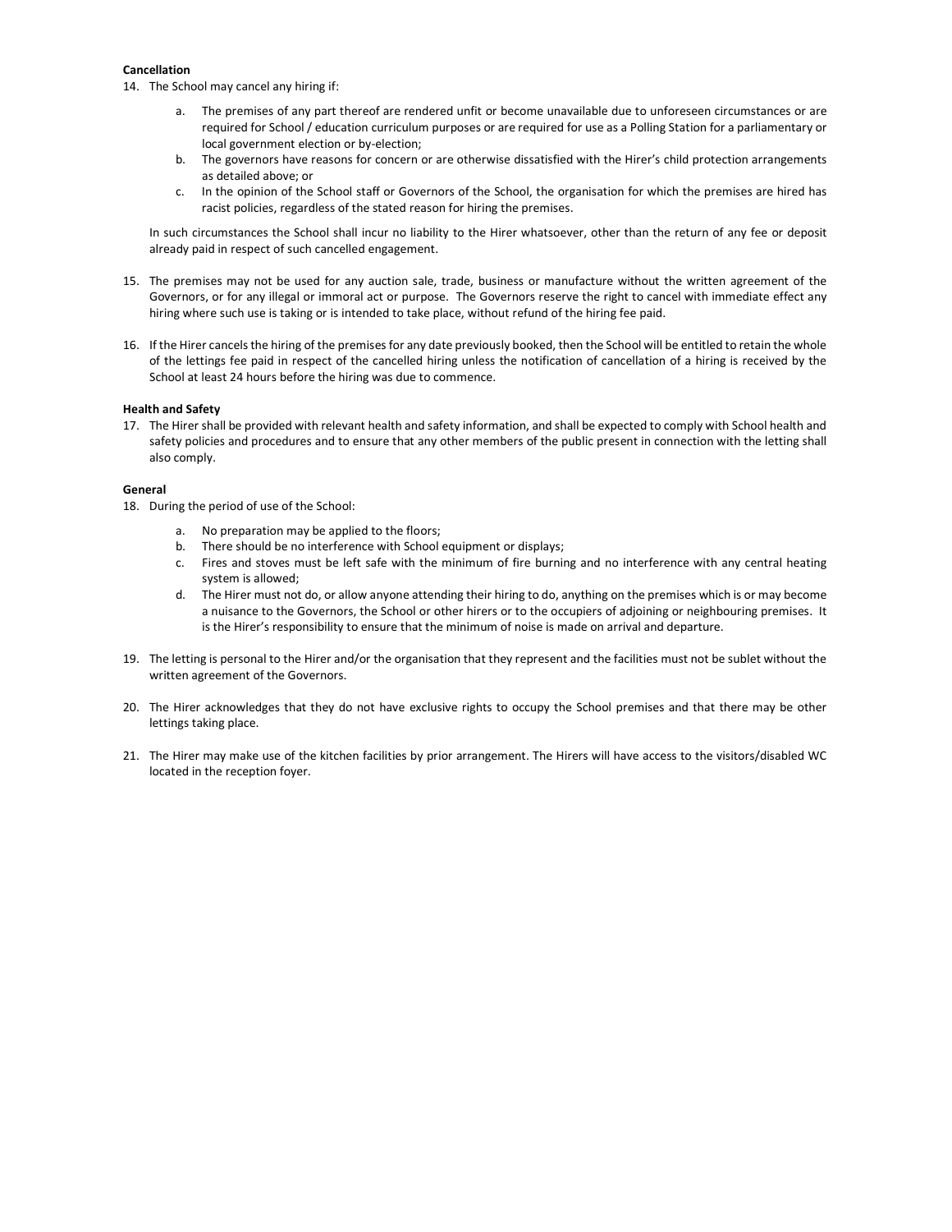**Cancellation**

14. The School may cancel any hiring if:

    a. The premises of any part thereof are rendered unfit or become unavailable due to unforeseen circumstances or are required for School / education curriculum purposes or are required for use as a Polling Station for a parliamentary or local government election or by-election;
    b. The governors have reasons for concern or are otherwise dissatisfied with the Hirer's child protection arrangements as detailed above; or
    c. In the opinion of the School staff or Governors of the School, the organisation for which the premises are hired has racist policies, regardless of the stated reason for hiring the premises.

    In such circumstances the School shall incur no liability to the Hirer whatsoever, other than the return of any fee or deposit already paid in respect of such cancelled engagement.

15. The premises may not be used for any auction sale, trade, business or manufacture without the written agreement of the Governors, or for any illegal or immoral act or purpose. The Governors reserve the right to cancel with immediate effect any hiring where such use is taking or is intended to take place, without refund of the hiring fee paid.

16. If the Hirer cancels the hiring of the premises for any date previously booked, then the School will be entitled to retain the whole of the lettings fee paid in respect of the cancelled hiring unless the notification of cancellation of a hiring is received by the School at least 24 hours before the hiring was due to commence.

**Health and Safety**

17. The Hirer shall be provided with relevant health and safety information, and shall be expected to comply with School health and safety policies and procedures and to ensure that any other members of the public present in connection with the letting shall also comply.

**General**

18. During the period of use of the School:

    a. No preparation may be applied to the floors;
    b. There should be no interference with School equipment or displays;
    c. Fires and stoves must be left safe with the minimum of fire burning and no interference with any central heating system is allowed;
    d. The Hirer must not do, or allow anyone attending their hiring to do, anything on the premises which is or may become a nuisance to the Governors, the School or other hirers or to the occupiers of adjoining or neighbouring premises. It is the Hirer's responsibility to ensure that the minimum of noise is made on arrival and departure.

19. The letting is personal to the Hirer and/or the organisation that they represent and the facilities must not be sublet without the written agreement of the Governors.

20. The Hirer acknowledges that they do not have exclusive rights to occupy the School premises and that there may be other lettings taking place.

21. The Hirer may make use of the kitchen facilities by prior arrangement. The Hirers will have access to the visitors/disabled WC located in the reception foyer.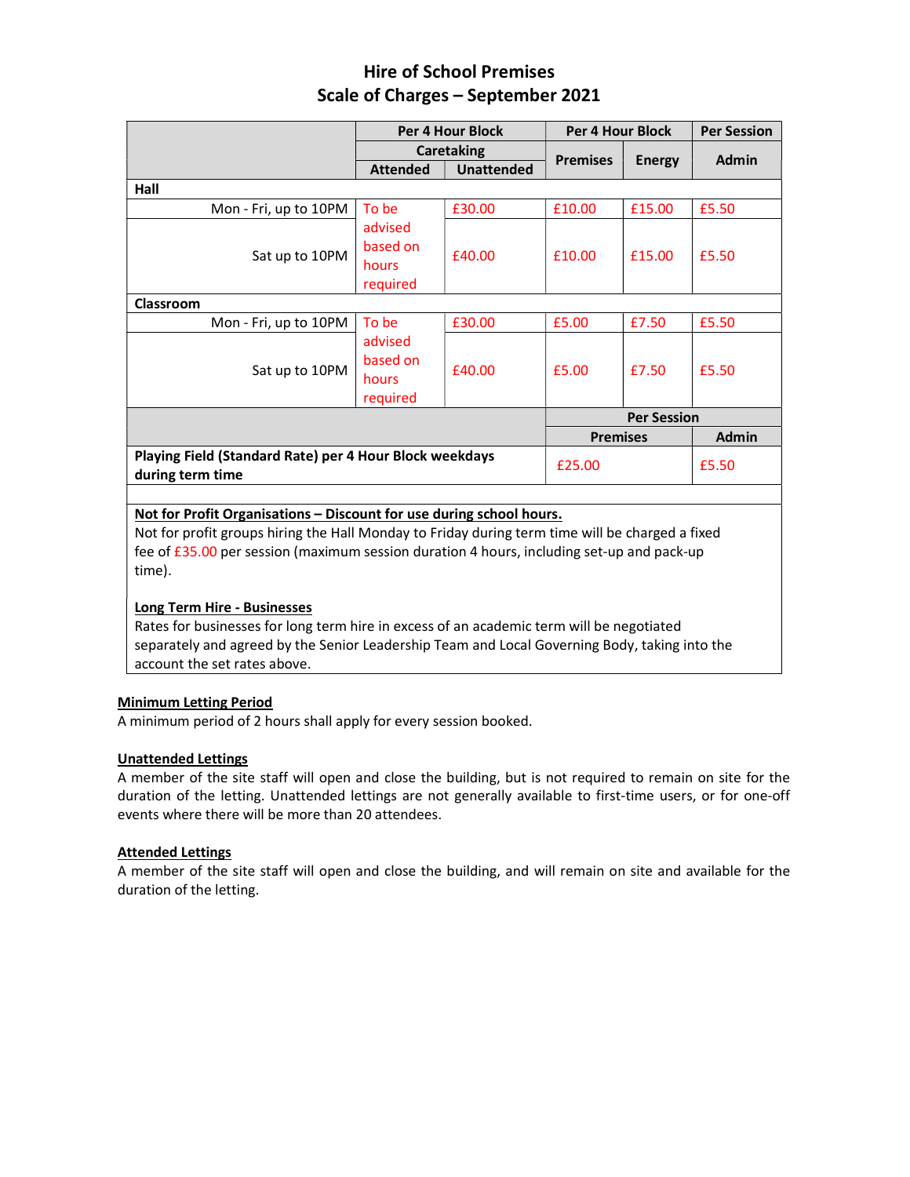# Hire of School Premises
## Scale of Charges – September 2021

| | Per 4 Hour Block Caretaking | | Per 4 Hour Block | | Per Session |
|---|---|---|---|---|---|
| | Attended | Unattended | Premises | Energy | Admin |
| **Hall** | | | | | |
| Mon - Fri, up to 10PM | To be advised based on hours required | £30.00 | £10.00 | £15.00 | £5.50 |
| Sat up to 10PM | | £40.00 | £10.00 | £15.00 | £5.50 |
| **Classroom** | | | | | |
| Mon - Fri, up to 10PM | To be advised based on hours required | £30.00 | £5.00 | £7.50 | £5.50 |
| Sat up to 10PM | | £40.00 | £5.00 | £7.50 | £5.50 |
| | | | Per Session | | |
| | | | Premises | | Admin |
| **Playing Field (Standard Rate) per 4 Hour Block weekdays during term time** | | | £25.00 | | £5.50 |

**Not for Profit Organisations – Discount for use during school hours.**
Not for profit groups hiring the Hall Monday to Friday during term time will be charged a fixed fee of £35.00 per session (maximum session duration 4 hours, including set-up and pack-up time).

**Long Term Hire - Businesses**
Rates for businesses for long term hire in excess of an academic term will be negotiated separately and agreed by the Senior Leadership Team and Local Governing Body, taking into the account the set rates above.

**Minimum Letting Period**
A minimum period of 2 hours shall apply for every session booked.

**Unattended Lettings**
A member of the site staff will open and close the building, but is not required to remain on site for the duration of the letting. Unattended lettings are not generally available to first-time users, or for one-off events where there will be more than 20 attendees.

**Attended Lettings**
A member of the site staff will open and close the building, and will remain on site and available for the duration of the letting.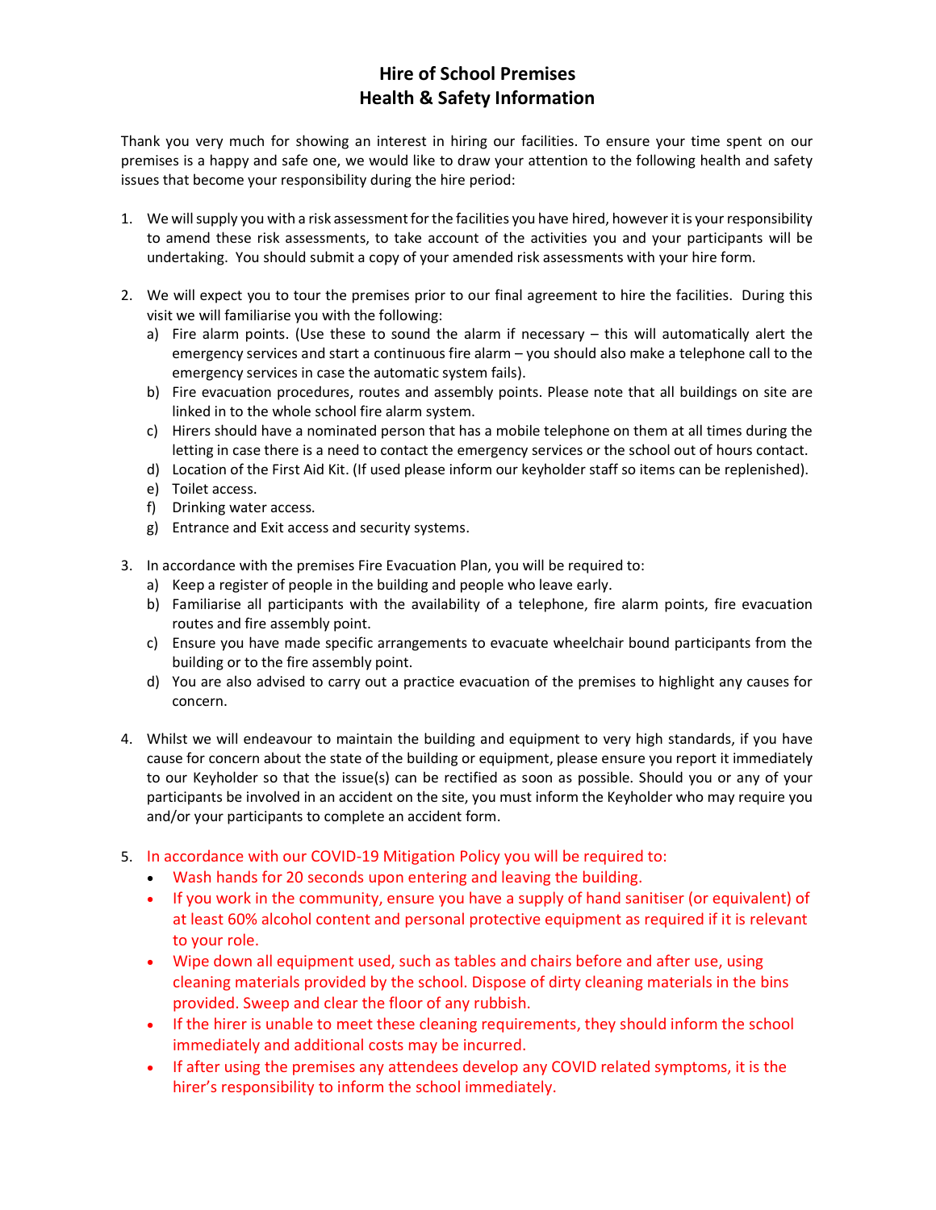# Hire of School Premises
# Health & Safety Information

Thank you very much for showing an interest in hiring our facilities. To ensure your time spent on our premises is a happy and safe one, we would like to draw your attention to the following health and safety issues that become your responsibility during the hire period:

1. We will supply you with a risk assessment for the facilities you have hired, however it is your responsibility to amend these risk assessments, to take account of the activities you and your participants will be undertaking. You should submit a copy of your amended risk assessments with your hire form.

2. We will expect you to tour the premises prior to our final agreement to hire the facilities. During this visit we will familiarise you with the following:
   a) Fire alarm points. (Use these to sound the alarm if necessary – this will automatically alert the emergency services and start a continuous fire alarm – you should also make a telephone call to the emergency services in case the automatic system fails).
   b) Fire evacuation procedures, routes and assembly points. Please note that all buildings on site are linked in to the whole school fire alarm system.
   c) Hirers should have a nominated person that has a mobile telephone on them at all times during the letting in case there is a need to contact the emergency services or the school out of hours contact.
   d) Location of the First Aid Kit. (If used please inform our keyholder staff so items can be replenished).
   e) Toilet access.
   f) Drinking water access.
   g) Entrance and Exit access and security systems.

3. In accordance with the premises Fire Evacuation Plan, you will be required to:
   a) Keep a register of people in the building and people who leave early.
   b) Familiarise all participants with the availability of a telephone, fire alarm points, fire evacuation routes and fire assembly point.
   c) Ensure you have made specific arrangements to evacuate wheelchair bound participants from the building or to the fire assembly point.
   d) You are also advised to carry out a practice evacuation of the premises to highlight any causes for concern.

4. Whilst we will endeavour to maintain the building and equipment to very high standards, if you have cause for concern about the state of the building or equipment, please ensure you report it immediately to our Keyholder so that the issue(s) can be rectified as soon as possible. Should you or any of your participants be involved in an accident on the site, you must inform the Keyholder who may require you and/or your participants to complete an accident form.

5. In accordance with our COVID-19 Mitigation Policy you will be required to:
   - Wash hands for 20 seconds upon entering and leaving the building.
   - If you work in the community, ensure you have a supply of hand sanitiser (or equivalent) of at least 60% alcohol content and personal protective equipment as required if it is relevant to your role.
   - Wipe down all equipment used, such as tables and chairs before and after use, using cleaning materials provided by the school. Dispose of dirty cleaning materials in the bins provided. Sweep and clear the floor of any rubbish.
   - If the hirer is unable to meet these cleaning requirements, they should inform the school immediately and additional costs may be incurred.
   - If after using the premises any attendees develop any COVID related symptoms, it is the hirer's responsibility to inform the school immediately.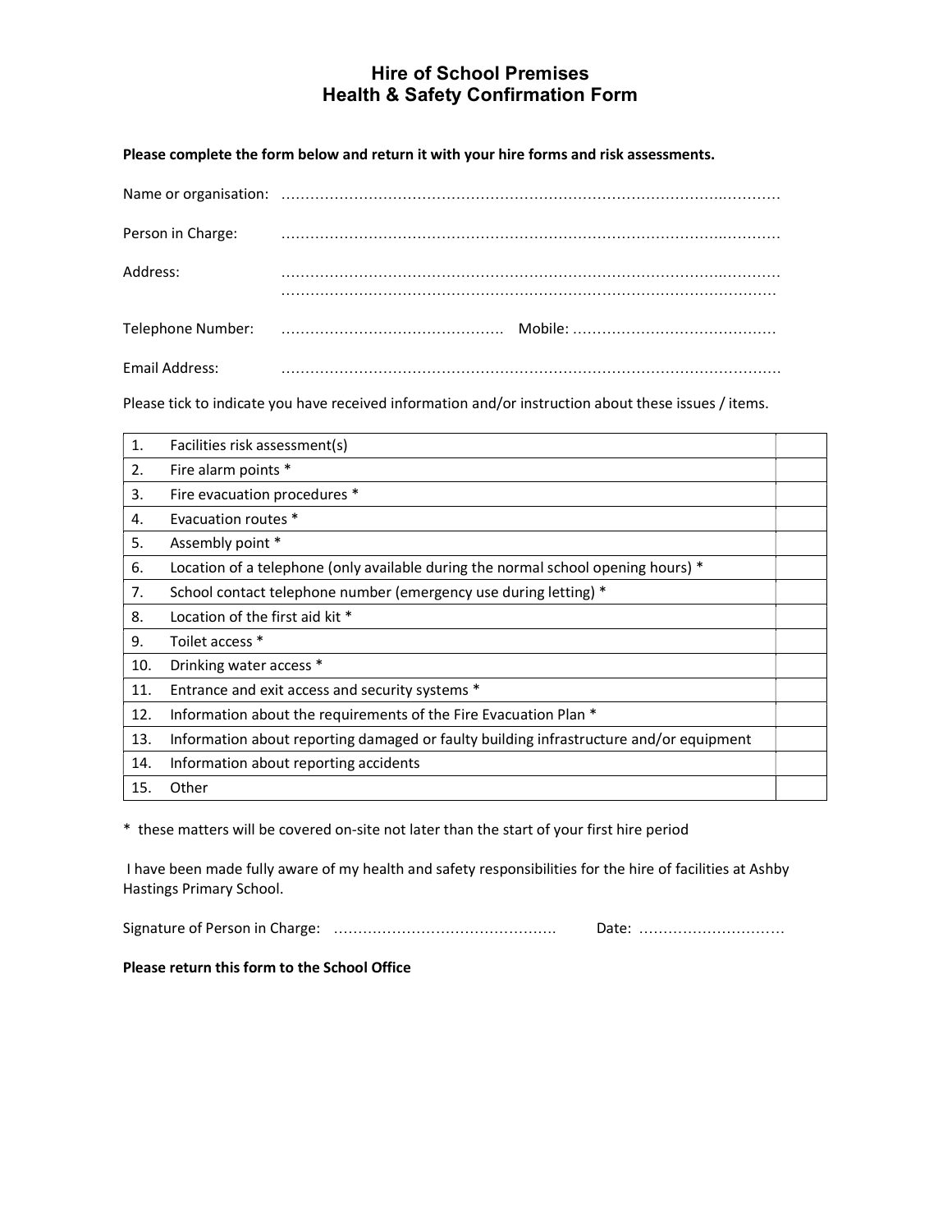# Hire of School Premises
# Health & Safety Confirmation Form

**Please complete the form below and return it with your hire forms and risk assessments.**

Name or organisation: ……………………………………………………………………………………………

Person in Charge: ……………………………………………………………………………………………

Address: ……………………………………………………………………………………………
……………………………………………………………………………………………

Telephone Number: ……………………………………… Mobile: ……………………………………

Email Address: ……………………………………………………………………………………………

Please tick to indicate you have received information and/or instruction about these issues / items.

| | | |
|---|---|---|
| 1. | Facilities risk assessment(s) | |
| 2. | Fire alarm points * | |
| 3. | Fire evacuation procedures * | |
| 4. | Evacuation routes * | |
| 5. | Assembly point * | |
| 6. | Location of a telephone (only available during the normal school opening hours) * | |
| 7. | School contact telephone number (emergency use during letting) * | |
| 8. | Location of the first aid kit * | |
| 9. | Toilet access * | |
| 10. | Drinking water access * | |
| 11. | Entrance and exit access and security systems * | |
| 12. | Information about the requirements of the Fire Evacuation Plan * | |
| 13. | Information about reporting damaged or faulty building infrastructure and/or equipment | |
| 14. | Information about reporting accidents | |
| 15. | Other | |

* these matters will be covered on-site not later than the start of your first hire period

I have been made fully aware of my health and safety responsibilities for the hire of facilities at Ashby Hastings Primary School.

Signature of Person in Charge: ……………………………………… Date: …………………………

**Please return this form to the School Office**